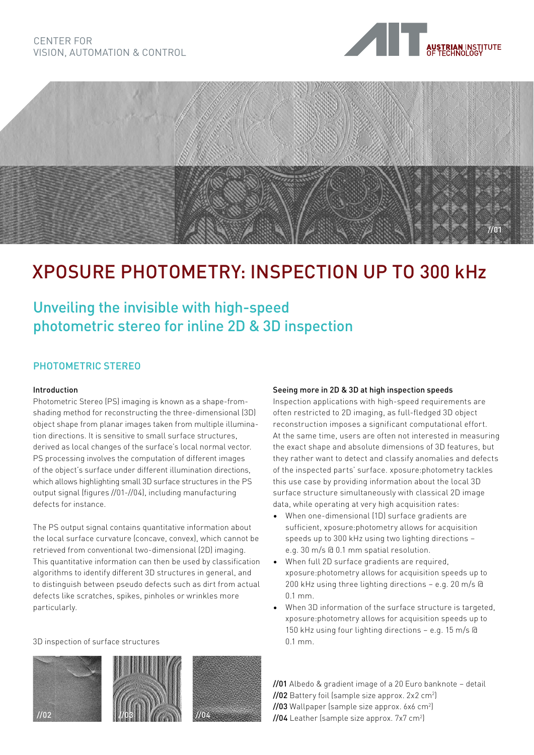CENTER FOR
VISION, AUTOMATION & CONTROL

# XPOSURE PHOTOMETRY: INSPECTION UP TO 300 kHz

## Unveiling the invisible with high-speed photometric stereo for inline 2D & 3D inspection

### PHOTOMETRIC STEREO

**Introduction**

Photometric Stereo (PS) imaging is known as a shape-from-shading method for reconstructing the three-dimensional (3D) object shape from planar images taken from multiple illumination directions. It is sensitive to small surface structures, derived as local changes of the surface's local normal vector. PS processing involves the computation of different images of the object's surface under different illumination directions, which allows highlighting small 3D surface structures in the PS output signal (figures //01-//04), including manufacturing defects for instance.

The PS output signal contains quantitative information about the local surface curvature (concave, convex), which cannot be retrieved from conventional two-dimensional (2D) imaging. This quantitative information can then be used by classification algorithms to identify different 3D structures in general, and to distinguish between pseudo defects such as dirt from actual defects like scratches, spikes, pinholes or wrinkles more particularly.

**Seeing more in 2D & 3D at high inspection speeds**

Inspection applications with high-speed requirements are often restricted to 2D imaging, as full-fledged 3D object reconstruction imposes a significant computational effort. At the same time, users are often not interested in measuring the exact shape and absolute dimensions of 3D features, but they rather want to detect and classify anomalies and defects of the inspected parts' surface. xposure:photometry tackles this use case by providing information about the local 3D surface structure simultaneously with classical 2D image data, while operating at very high acquisition rates:

- When one-dimensional (1D) surface gradients are sufficient, xposure:photometry allows for acquisition speeds up to 300 kHz using two lighting directions – e.g. 30 m/s @ 0.1 mm spatial resolution.
- When full 2D surface gradients are required, xposure:photometry allows for acquisition speeds up to 200 kHz using three lighting directions – e.g. 20 m/s @ 0.1 mm.
- When 3D information of the surface structure is targeted, xposure:photometry allows for acquisition speeds up to 150 kHz using four lighting directions – e.g. 15 m/s @ 0.1 mm.

3D inspection of surface structures

**//01** Albedo & gradient image of a 20 Euro banknote – detail
**//02** Battery foil (sample size approx. 2x2 $cm^2$)
**//03** Wallpaper (sample size approx. 6x6 $cm^2$)
**//04** Leather (sample size approx. 7x7 $cm^2$)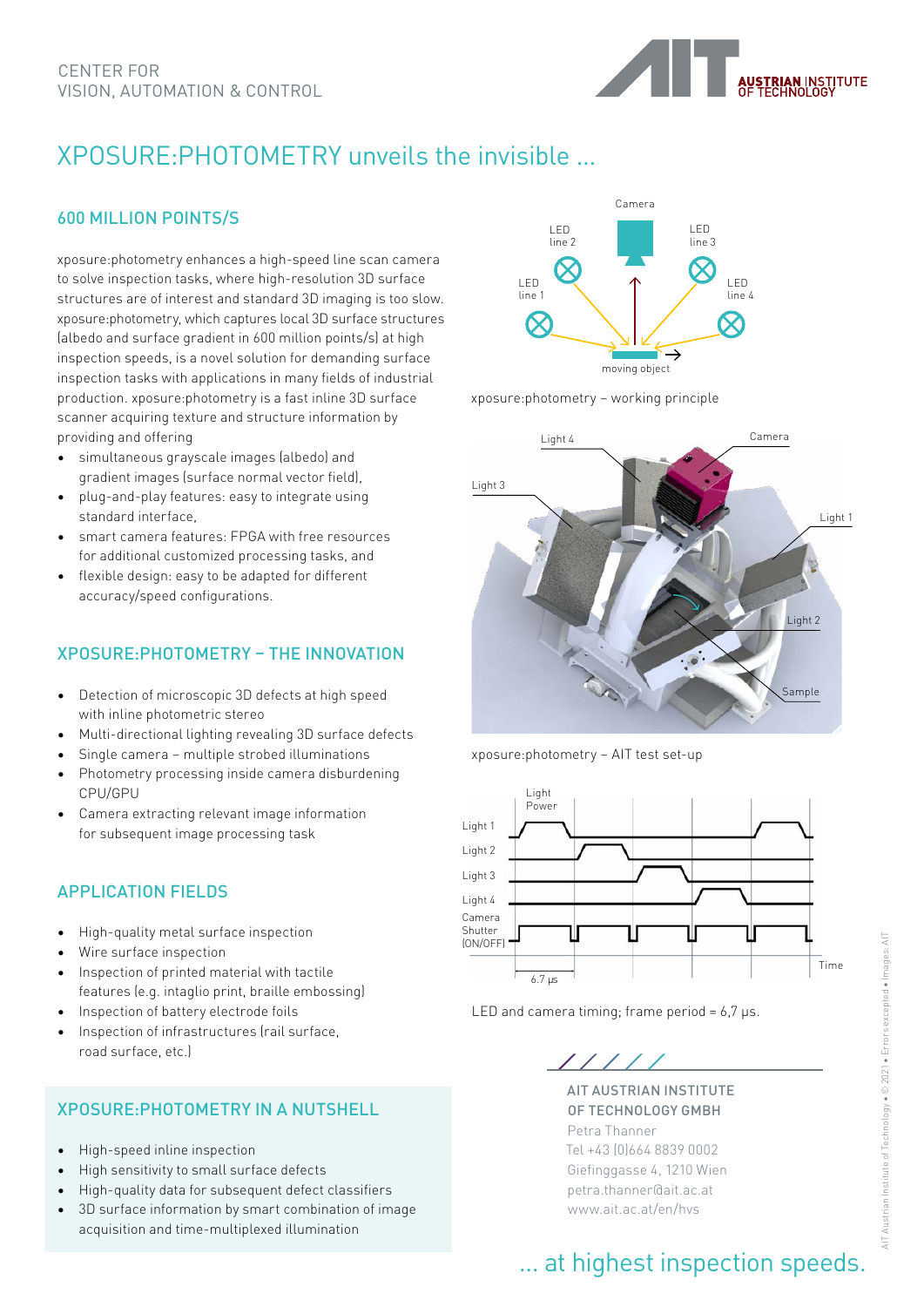CENTER FOR
VISION, AUTOMATION & CONTROL

AUSTRIAN INSTITUTE OF TECHNOLOGY

# XPOSURE:PHOTOMETRY unveils the invisible ...

## 600 MILLION POINTS/S

xposure:photometry enhances a high-speed line scan camera to solve inspection tasks, where high-resolution 3D surface structures are of interest and standard 3D imaging is too slow. xposure:photometry, which captures local 3D surface structures (albedo and surface gradient in 600 million points/s) at high inspection speeds, is a novel solution for demanding surface inspection tasks with applications in many fields of industrial production. xposure:photometry is a fast inline 3D surface scanner acquiring texture and structure information by providing and offering

- simultaneous grayscale images (albedo) and gradient images (surface normal vector field),
- plug-and-play features: easy to integrate using standard interface,
- smart camera features: FPGA with free resources for additional customized processing tasks, and
- flexible design: easy to be adapted for different accuracy/speed configurations.

Camera
LED line 1
LED line 2
LED line 3
LED line 4
moving object

xposure:photometry – working principle

Light 4
Camera
Light 3
Light 1
Light 2
Sample

xposure:photometry – AIT test set-up

Light Power
Light 1
Light 2
Light 3
Light 4
Camera Shutter (ON/OFF)
6.7 µs
Time

LED and camera timing; frame period = 6,7 µs.

## XPOSURE:PHOTOMETRY – THE INNOVATION

- Detection of microscopic 3D defects at high speed with inline photometric stereo
- Multi-directional lighting revealing 3D surface defects
- Single camera – multiple strobed illuminations
- Photometry processing inside camera disburdening CPU/GPU
- Camera extracting relevant image information for subsequent image processing task

## APPLICATION FIELDS

- High-quality metal surface inspection
- Wire surface inspection
- Inspection of printed material with tactile features (e.g. intaglio print, braille embossing)
- Inspection of battery electrode foils
- Inspection of infrastructures (rail surface, road surface, etc.)

## XPOSURE:PHOTOMETRY IN A NUTSHELL

- High-speed inline inspection
- High sensitivity to small surface defects
- High-quality data for subsequent defect classifiers
- 3D surface information by smart combination of image acquisition and time-multiplexed illumination

**AIT AUSTRIAN INSTITUTE OF TECHNOLOGY GMBH**
Petra Thanner
Tel +43 (0)664 8839 0002
Giefinggasse 4, 1210 Wien
petra.thanner@ait.ac.at
www.ait.ac.at/en/hvs

AIT Austrian Institute of Technology • © 2021 • Errors excepted • Images: AIT

... at highest inspection speeds.